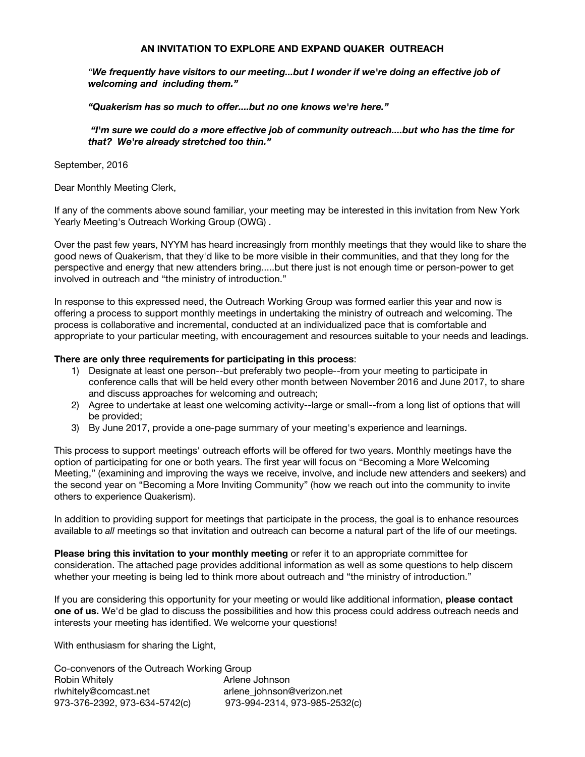## AN INVITATION TO EXPLORE AND EXPAND QUAKER OUTREACH

> ***"We frequently have visitors to our meeting...but I wonder if we're doing an effective job of welcoming and including them."***
>
> ***"Quakerism has so much to offer....but no one knows we're here."***
>
> ***"I'm sure we could do a more effective job of community outreach....but who has the time for that? We're already stretched too thin."***

September, 2016

Dear Monthly Meeting Clerk,

If any of the comments above sound familiar, your meeting may be interested in this invitation from New York Yearly Meeting's Outreach Working Group (OWG) .

Over the past few years, NYYM has heard increasingly from monthly meetings that they would like to share the good news of Quakerism, that they'd like to be more visible in their communities, and that they long for the perspective and energy that new attenders bring.....but there just is not enough time or person-power to get involved in outreach and "the ministry of introduction."

In response to this expressed need, the Outreach Working Group was formed earlier this year and now is offering a process to support monthly meetings in undertaking the ministry of outreach and welcoming. The process is collaborative and incremental, conducted at an individualized pace that is comfortable and appropriate to your particular meeting, with encouragement and resources suitable to your needs and leadings.

**There are only three requirements for participating in this process**:

1) Designate at least one person--but preferably two people--from your meeting to participate in conference calls that will be held every other month between November 2016 and June 2017, to share and discuss approaches for welcoming and outreach;
2) Agree to undertake at least one welcoming activity--large or small--from a long list of options that will be provided;
3) By June 2017, provide a one-page summary of your meeting's experience and learnings.

This process to support meetings' outreach efforts will be offered for two years. Monthly meetings have the option of participating for one or both years. The first year will focus on "Becoming a More Welcoming Meeting," (examining and improving the ways we receive, involve, and include new attenders and seekers) and the second year on "Becoming a More Inviting Community" (how we reach out into the community to invite others to experience Quakerism).

In addition to providing support for meetings that participate in the process, the goal is to enhance resources available to *all* meetings so that invitation and outreach can become a natural part of the life of our meetings.

**Please bring this invitation to your monthly meeting** or refer it to an appropriate committee for consideration. The attached page provides additional information as well as some questions to help discern whether your meeting is being led to think more about outreach and "the ministry of introduction."

If you are considering this opportunity for your meeting or would like additional information, **please contact one of us.** We'd be glad to discuss the possibilities and how this process could address outreach needs and interests your meeting has identified. We welcome your questions!

With enthusiasm for sharing the Light,

Co-convenors of the Outreach Working Group

| Robin Whitely | Arlene Johnson |
|---|---|
| rlwhitely@comcast.net | arlene_johnson@verizon.net |
| 973-376-2392, 973-634-5742(c) | 973-994-2314, 973-985-2532(c) |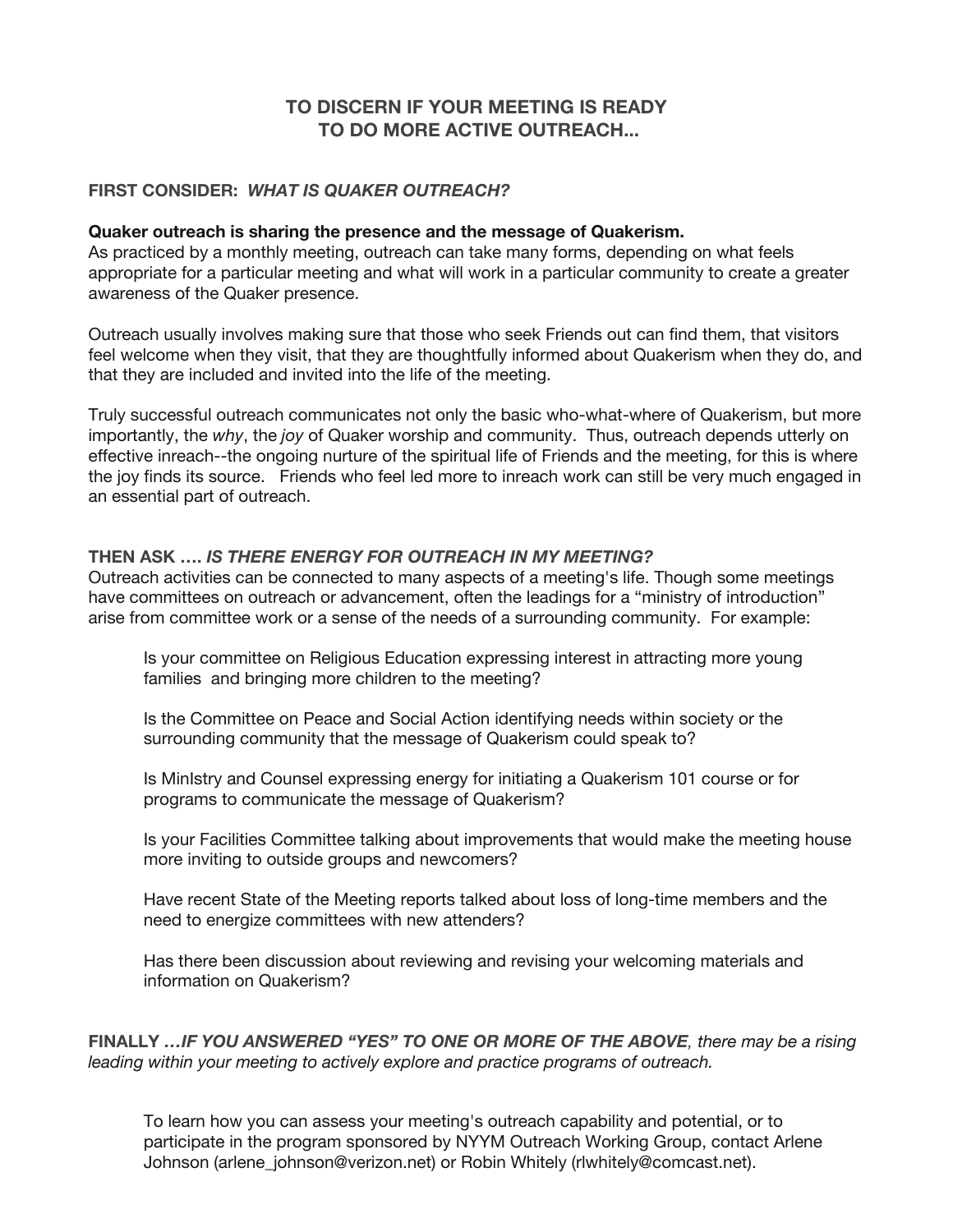## TO DISCERN IF YOUR MEETING IS READY TO DO MORE ACTIVE OUTREACH...

**FIRST CONSIDER:** ***WHAT IS QUAKER OUTREACH?***

**Quaker outreach is sharing the presence and the message of Quakerism.**
As practiced by a monthly meeting, outreach can take many forms, depending on what feels appropriate for a particular meeting and what will work in a particular community to create a greater awareness of the Quaker presence.

Outreach usually involves making sure that those who seek Friends out can find them, that visitors feel welcome when they visit, that they are thoughtfully informed about Quakerism when they do, and that they are included and invited into the life of the meeting.

Truly successful outreach communicates not only the basic who-what-where of Quakerism, but more importantly, the *why*, the *joy* of Quaker worship and community. Thus, outreach depends utterly on effective inreach--the ongoing nurture of the spiritual life of Friends and the meeting, for this is where the joy finds its source. Friends who feel led more to inreach work can still be very much engaged in an essential part of outreach.

**THEN ASK ….** ***IS THERE ENERGY FOR OUTREACH IN MY MEETING?***
Outreach activities can be connected to many aspects of a meeting's life. Though some meetings have committees on outreach or advancement, often the leadings for a "ministry of introduction" arise from committee work or a sense of the needs of a surrounding community. For example:

> Is your committee on Religious Education expressing interest in attracting more young families and bringing more children to the meeting?
>
> Is the Committee on Peace and Social Action identifying needs within society or the surrounding community that the message of Quakerism could speak to?
>
> Is MinIstry and Counsel expressing energy for initiating a Quakerism 101 course or for programs to communicate the message of Quakerism?
>
> Is your Facilities Committee talking about improvements that would make the meeting house more inviting to outside groups and newcomers?
>
> Have recent State of the Meeting reports talked about loss of long-time members and the need to energize committees with new attenders?
>
> Has there been discussion about reviewing and revising your welcoming materials and information on Quakerism?

**FINALLY** ***…IF YOU ANSWERED "YES" TO ONE OR MORE OF THE ABOVE****, there may be a rising leading within your meeting to actively explore and practice programs of outreach.*

> To learn how you can assess your meeting's outreach capability and potential, or to participate in the program sponsored by NYYM Outreach Working Group, contact Arlene Johnson (arlene_johnson@verizon.net) or Robin Whitely (rlwhitely@comcast.net).